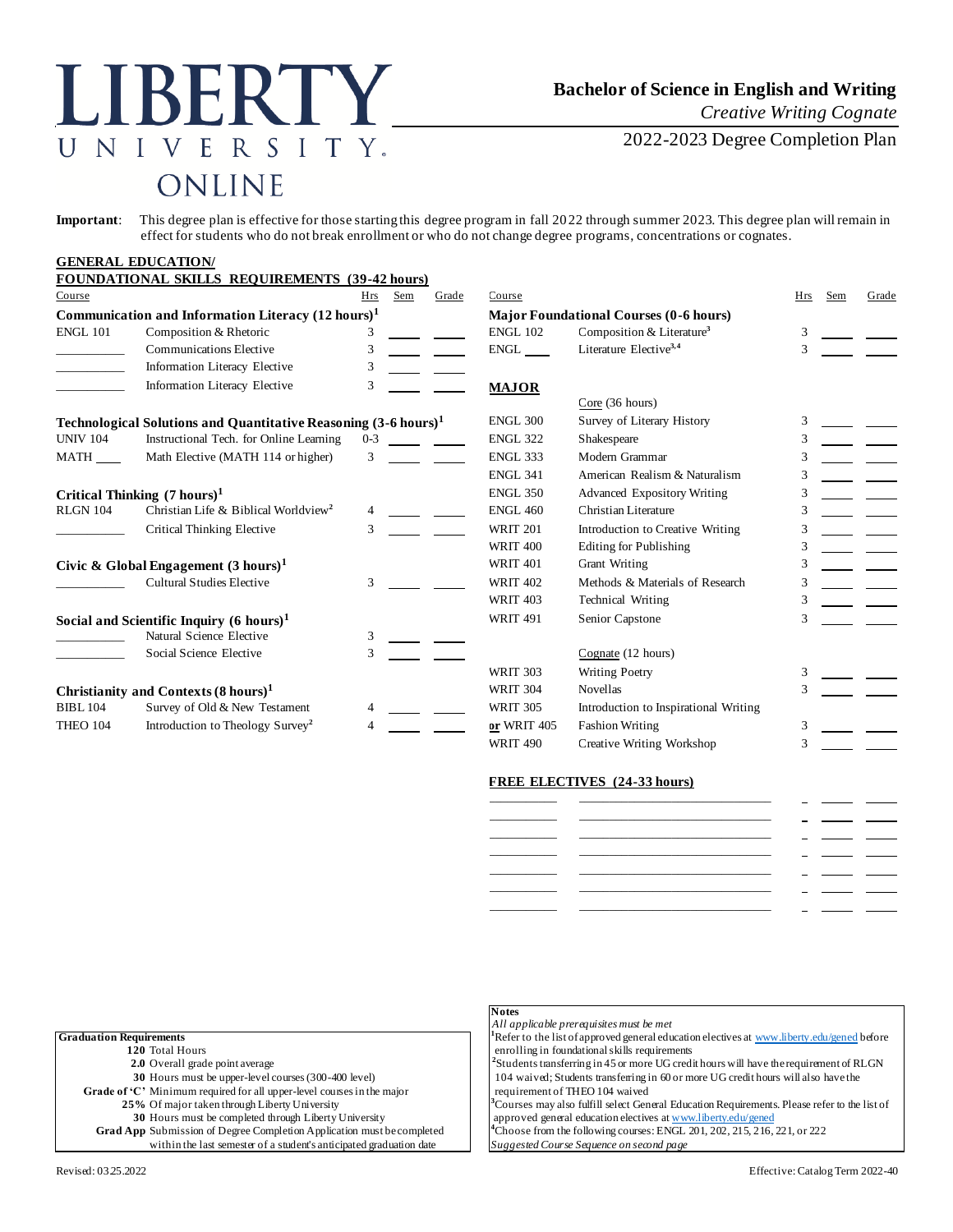# LIBERTY UNIVERSITY ONLINE

## Bachelor of Science in English and Writing

*Creative Writing Cognate*

2022-2023 Degree Completion Plan

**Important**: This degree plan is effective for those starting this degree program in fall 2022 through summer 2023. This degree plan will remain in effect for students who do not break enrollment or who do not change degree programs, concentrations or cognates.

### GENERAL EDUCATION/ FOUNDATIONAL SKILLS REQUIREMENTS (39-42 hours)

| Course | | Hrs | Sem | Grade |
|---|---|---|---|---|
| **Communication and Information Literacy (12 hours)[1]** | | | | |
| ENGL 101 | Composition & Rhetoric | 3 | | |
| ______ | Communications Elective | 3 | | |
| ______ | Information Literacy Elective | 3 | | |
| ______ | Information Literacy Elective | 3 | | |
| **Technological Solutions and Quantitative Reasoning (3-6 hours)[1]** | | | | |
| UNIV 104 | Instructional Tech. for Online Learning | 0-3 | | |
| MATH ___ | Math Elective (MATH 114 or higher) | 3 | | |
| **Critical Thinking (7 hours)[1]** | | | | |
| RLGN 104 | Christian Life & Biblical Worldview[2] | 4 | | |
| ______ | Critical Thinking Elective | 3 | | |
| **Civic & Global Engagement (3 hours)[1]** | | | | |
| ______ | Cultural Studies Elective | 3 | | |
| **Social and Scientific Inquiry (6 hours)[1]** | | | | |
| ______ | Natural Science Elective | 3 | | |
| ______ | Social Science Elective | 3 | | |
| **Christianity and Contexts (8 hours)[1]** | | | | |
| BIBL 104 | Survey of Old & New Testament | 4 | | |
| THEO 104 | Introduction to Theology Survey[2] | 4 | | |

| Course | | Hrs | Sem | Grade |
|---|---|---|---|---|
| **Major Foundational Courses (0-6 hours)** | | | | |
| ENGL 102 | Composition & Literature[3] | 3 | | |
| ENGL ___ | Literature Elective[3,4] | 3 | | |

### MAJOR

| Course | | Hrs | Sem | Grade |
|---|---|---|---|---|
| | Core (36 hours) | | | |
| ENGL 300 | Survey of Literary History | 3 | | |
| ENGL 322 | Shakespeare | 3 | | |
| ENGL 333 | Modern Grammar | 3 | | |
| ENGL 341 | American Realism & Naturalism | 3 | | |
| ENGL 350 | Advanced Expository Writing | 3 | | |
| ENGL 460 | Christian Literature | 3 | | |
| WRIT 201 | Introduction to Creative Writing | 3 | | |
| WRIT 400 | Editing for Publishing | 3 | | |
| WRIT 401 | Grant Writing | 3 | | |
| WRIT 402 | Methods & Materials of Research | 3 | | |
| WRIT 403 | Technical Writing | 3 | | |
| WRIT 491 | Senior Capstone | 3 | | |
| | Cognate (12 hours) | | | |
| WRIT 303 | Writing Poetry | 3 | | |
| WRIT 304 | Novellas | 3 | | |
| WRIT 305 | Introduction to Inspirational Writing | | | |
| **or** WRIT 405 | Fashion Writing | 3 | | |
| WRIT 490 | Creative Writing Workshop | 3 | | |

### FREE ELECTIVES (24-33 hours)

| Course | | Hrs | Sem | Grade |
|---|---|---|---|---|
| | | | | |
| | | | | |
| | | | | |
| | | | | |
| | | | | |
| | | | | |
| | | | | |

**Graduation Requirements**

- **120** Total Hours
- **2.0** Overall grade point average
- **30** Hours must be upper-level courses (300-400 level)
- **Grade of 'C'** Minimum required for all upper-level courses in the major
- **25%** Of major taken through Liberty University
- **30** Hours must be completed through Liberty University
- **Grad App** Submission of Degree Completion Application must be completed within the last semester of a student's anticipated graduation date

**Notes**

*All applicable prerequisites must be met*

[1] Refer to the list of approved general education electives at www.liberty.edu/gened before enrolling in foundational skills requirements

[2] Students transferring in 45 or more UG credit hours will have the requirement of RLGN 104 waived; Students transferring in 60 or more UG credit hours will also have the requirement of THEO 104 waived

[3] Courses may also fulfill select General Education Requirements. Please refer to the list of approved general education electives at www.liberty.edu/gened

[4] Choose from the following courses: ENGL 201, 202, 215, 216, 221, or 222

*Suggested Course Sequence on second page*

Revised: 03.25.2022

Effective: Catalog Term 2022-40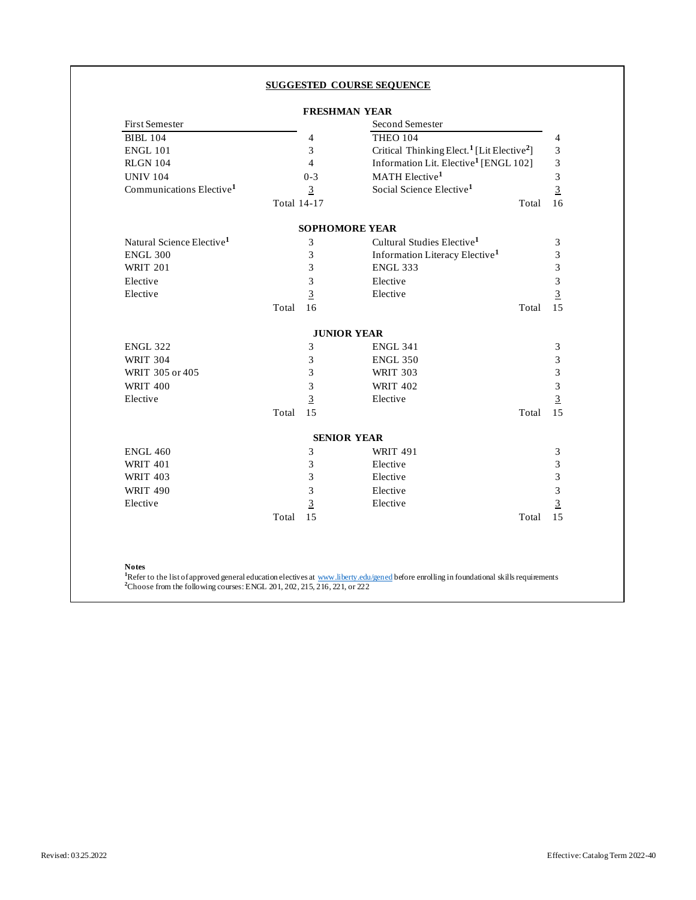## SUGGESTED COURSE SEQUENCE

### FRESHMAN YEAR

| First Semester | | Second Semester | |
|---|---|---|---|
| BIBL 104 | 4 | THEO 104 | 4 |
| ENGL 101 | 3 | Critical Thinking Elect.[1] [Lit Elective[2]] | 3 |
| RLGN 104 | 4 | Information Lit. Elective[1] [ENGL 102] | 3 |
| UNIV 104 | 0-3 | MATH Elective[1] | 3 |
| Communications Elective[1] | 3 | Social Science Elective[1] | 3 |
| Total | 14-17 | Total | 16 |

### SOPHOMORE YEAR

| | | | |
|---|---|---|---|
| Natural Science Elective[1] | 3 | Cultural Studies Elective[1] | 3 |
| ENGL 300 | 3 | Information Literacy Elective[1] | 3 |
| WRIT 201 | 3 | ENGL 333 | 3 |
| Elective | 3 | Elective | 3 |
| Elective | 3 | Elective | 3 |
| Total | 16 | Total | 15 |

### JUNIOR YEAR

| | | | |
|---|---|---|---|
| ENGL 322 | 3 | ENGL 341 | 3 |
| WRIT 304 | 3 | ENGL 350 | 3 |
| WRIT 305 or 405 | 3 | WRIT 303 | 3 |
| WRIT 400 | 3 | WRIT 402 | 3 |
| Elective | 3 | Elective | 3 |
| Total | 15 | Total | 15 |

### SENIOR YEAR

| | | | |
|---|---|---|---|
| ENGL 460 | 3 | WRIT 491 | 3 |
| WRIT 401 | 3 | Elective | 3 |
| WRIT 403 | 3 | Elective | 3 |
| WRIT 490 | 3 | Elective | 3 |
| Elective | 3 | Elective | 3 |
| Total | 15 | Total | 15 |

**Notes**

[1]Refer to the list of approved general education electives at www.liberty.edu/gened before enrolling in foundational skills requirements

[2]Choose from the following courses: ENGL 201, 202, 215, 216, 221, or 222